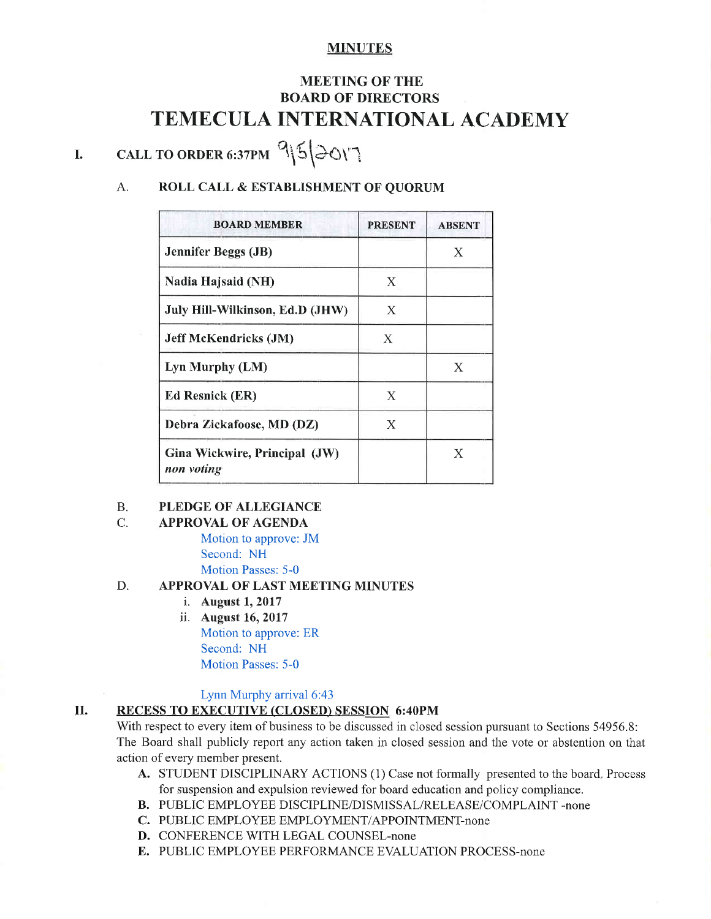**MINUTES**

## MEETING OF THE
## BOARD OF DIRECTORS
# TEMECULA INTERNATIONAL ACADEMY

**I. CALL TO ORDER 6:37PM** 9/5/2017

A. **ROLL CALL & ESTABLISHMENT OF QUORUM**

| BOARD MEMBER | PRESENT | ABSENT |
|---|---|---|
| **Jennifer Beggs (JB)** | | X |
| **Nadia Hajsaid (NH)** | X | |
| **July Hill-Wilkinson, Ed.D (JHW)** | X | |
| **Jeff McKendricks (JM)** | X | |
| **Lyn Murphy (LM)** | | X |
| **Ed Resnick (ER)** | X | |
| **Debra Zickafoose, MD (DZ)** | X | |
| **Gina Wickwire, Principal (JW)** *non voting* | | X |

B. **PLEDGE OF ALLEGIANCE**

C. **APPROVAL OF AGENDA**

Motion to approve: JM
Second: NH
Motion Passes: 5-0

D. **APPROVAL OF LAST MEETING MINUTES**

i. **August 1, 2017**
ii. **August 16, 2017**

Motion to approve: ER
Second: NH
Motion Passes: 5-0

Lynn Murphy arrival 6:43

**II. RECESS TO EXECUTIVE (CLOSED) SESSION 6:40PM**

With respect to every item of business to be discussed in closed session pursuant to Sections 54956.8: The Board shall publicly report any action taken in closed session and the vote or abstention on that action of every member present.

**A.** STUDENT DISCIPLINARY ACTIONS (1) Case not formally presented to the board. Process for suspension and expulsion reviewed for board education and policy compliance.
**B.** PUBLIC EMPLOYEE DISCIPLINE/DISMISSAL/RELEASE/COMPLAINT -none
**C.** PUBLIC EMPLOYEE EMPLOYMENT/APPOINTMENT-none
**D.** CONFERENCE WITH LEGAL COUNSEL-none
**E.** PUBLIC EMPLOYEE PERFORMANCE EVALUATION PROCESS-none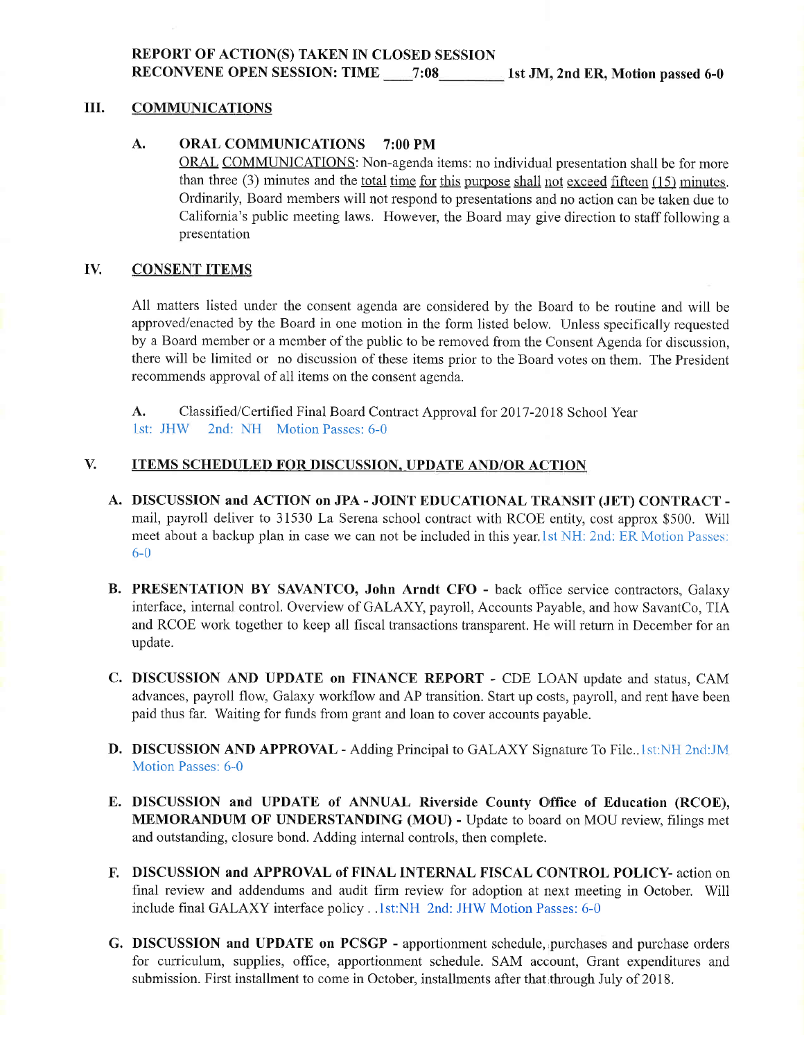**REPORT OF ACTION(S) TAKEN IN CLOSED SESSION**
**RECONVENE OPEN SESSION: TIME \_\_\_\_7:08\_\_\_\_\_\_\_\_ 1st JM, 2nd ER, Motion passed 6-0**

## III. COMMUNICATIONS

**A. ORAL COMMUNICATIONS 7:00 PM**

ORAL COMMUNICATIONS: Non-agenda items: no individual presentation shall be for more than three (3) minutes and the total time for this purpose shall not exceed fifteen (15) minutes. Ordinarily, Board members will not respond to presentations and no action can be taken due to California's public meeting laws. However, the Board may give direction to staff following a presentation

## IV. CONSENT ITEMS

All matters listed under the consent agenda are considered by the Board to be routine and will be approved/enacted by the Board in one motion in the form listed below. Unless specifically requested by a Board member or a member of the public to be removed from the Consent Agenda for discussion, there will be limited or no discussion of these items prior to the Board votes on them. The President recommends approval of all items on the consent agenda.

**A.** Classified/Certified Final Board Contract Approval for 2017-2018 School Year
1st: JHW 2nd: NH Motion Passes: 6-0

## V. ITEMS SCHEDULED FOR DISCUSSION, UPDATE AND/OR ACTION

**A. DISCUSSION and ACTION on JPA - JOINT EDUCATIONAL TRANSIT (JET) CONTRACT -** mail, payroll deliver to 31530 La Serena school contract with RCOE entity, cost approx $500. Will meet about a backup plan in case we can not be included in this year. 1st NH: 2nd: ER Motion Passes: 6-0

**B. PRESENTATION BY SAVANTCO, John Arndt CFO -** back office service contractors, Galaxy interface, internal control. Overview of GALAXY, payroll, Accounts Payable, and how SavantCo, TIA and RCOE work together to keep all fiscal transactions transparent. He will return in December for an update.

**C. DISCUSSION AND UPDATE on FINANCE REPORT -** CDE LOAN update and status, CAM advances, payroll flow, Galaxy workflow and AP transition. Start up costs, payroll, and rent have been paid thus far. Waiting for funds from grant and loan to cover accounts payable.

**D. DISCUSSION AND APPROVAL -** Adding Principal to GALAXY Signature To File.. 1st:NH 2nd:JM Motion Passes: 6-0

**E. DISCUSSION and UPDATE of ANNUAL Riverside County Office of Education (RCOE), MEMORANDUM OF UNDERSTANDING (MOU) -** Update to board on MOU review, filings met and outstanding, closure bond. Adding internal controls, then complete.

**F. DISCUSSION and APPROVAL of FINAL INTERNAL FISCAL CONTROL POLICY-** action on final review and addendums and audit firm review for adoption at next meeting in October. Will include final GALAXY interface policy . . 1st:NH 2nd: JHW Motion Passes: 6-0

**G. DISCUSSION and UPDATE on PCSGP -** apportionment schedule, purchases and purchase orders for curriculum, supplies, office, apportionment schedule. SAM account, Grant expenditures and submission. First installment to come in October, installments after that through July of 2018.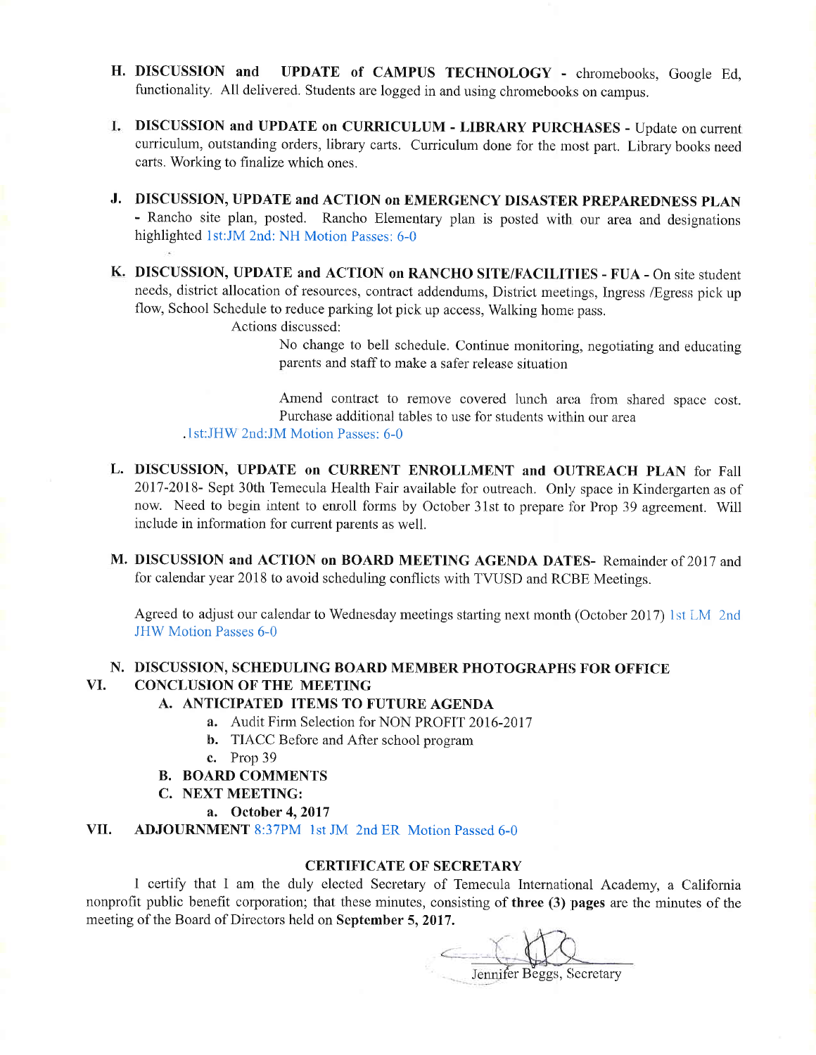**H. DISCUSSION and UPDATE of CAMPUS TECHNOLOGY** - chromebooks, Google Ed, functionality. All delivered. Students are logged in and using chromebooks on campus.

**I. DISCUSSION and UPDATE on CURRICULUM - LIBRARY PURCHASES** - Update on current curriculum, outstanding orders, library carts. Curriculum done for the most part. Library books need carts. Working to finalize which ones.

**J. DISCUSSION, UPDATE and ACTION on EMERGENCY DISASTER PREPAREDNESS PLAN** - Rancho site plan, posted. Rancho Elementary plan is posted with our area and designations highlighted 1st:JM 2nd: NH Motion Passes: 6-0

**K. DISCUSSION, UPDATE and ACTION on RANCHO SITE/FACILITIES - FUA** - On site student needs, district allocation of resources, contract addendums, District meetings, Ingress /Egress pick up flow, School Schedule to reduce parking lot pick up access, Walking home pass.

Actions discussed:

No change to bell schedule. Continue monitoring, negotiating and educating parents and staff to make a safer release situation

Amend contract to remove covered lunch area from shared space cost. Purchase additional tables to use for students within our area

.1st:JHW 2nd:JM Motion Passes: 6-0

**L. DISCUSSION, UPDATE on CURRENT ENROLLMENT and OUTREACH PLAN** for Fall 2017-2018- Sept 30th Temecula Health Fair available for outreach. Only space in Kindergarten as of now. Need to begin intent to enroll forms by October 31st to prepare for Prop 39 agreement. Will include in information for current parents as well.

**M. DISCUSSION and ACTION on BOARD MEETING AGENDA DATES-** Remainder of 2017 and for calendar year 2018 to avoid scheduling conflicts with TVUSD and RCBE Meetings.

Agreed to adjust our calendar to Wednesday meetings starting next month (October 2017) 1st LM 2nd JHW Motion Passes 6-0

**N. DISCUSSION, SCHEDULING BOARD MEMBER PHOTOGRAPHS FOR OFFICE**

**VI. CONCLUSION OF THE MEETING**

**A. ANTICIPATED ITEMS TO FUTURE AGENDA**

a. Audit Firm Selection for NON PROFIT 2016-2017

b. TIACC Before and After school program

c. Prop 39

**B. BOARD COMMENTS**

**C. NEXT MEETING:**

**a. October 4, 2017**

**VII. ADJOURNMENT** 8:37PM 1st JM 2nd ER Motion Passed 6-0

**CERTIFICATE OF SECRETARY**

I certify that I am the duly elected Secretary of Temecula International Academy, a California nonprofit public benefit corporation; that these minutes, consisting of **three (3) pages** are the minutes of the meeting of the Board of Directors held on **September 5, 2017.**

Jennifer Beggs, Secretary